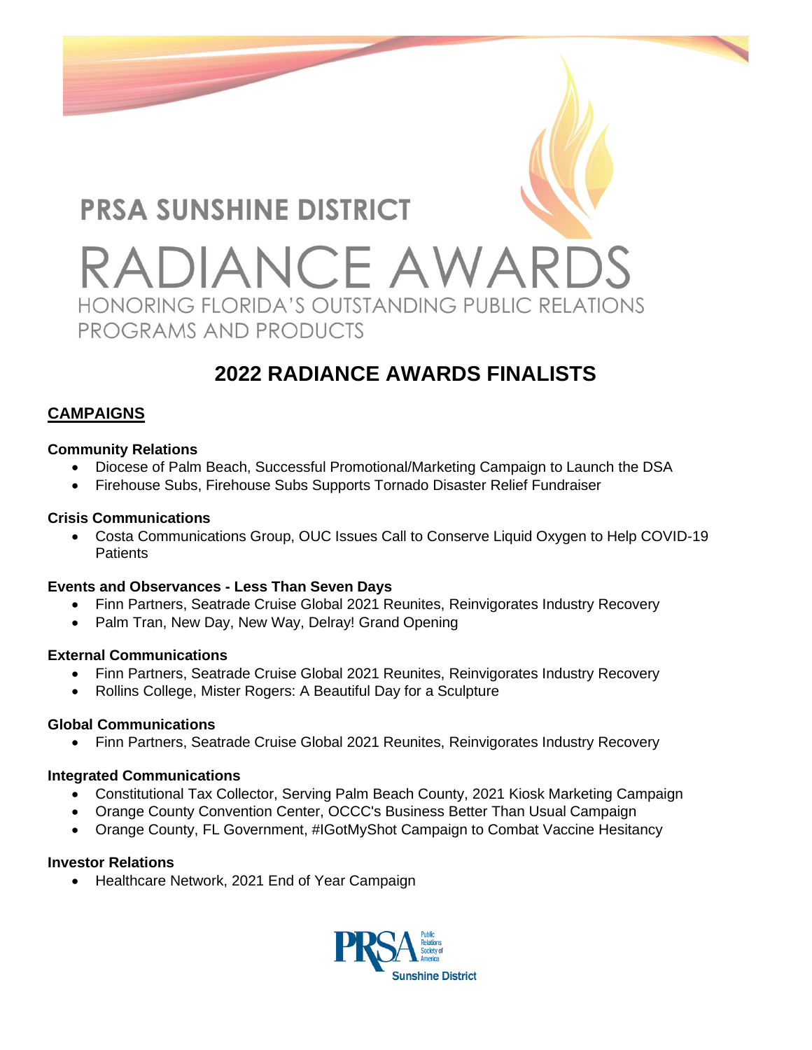# PRSA SUNSHINE DISTRICT

# RADIANCE AWARDS

HONORING FLORIDA'S OUTSTANDING PUBLIC RELATIONS PROGRAMS AND PRODUCTS

## 2022 RADIANCE AWARDS FINALISTS

### CAMPAIGNS

**Community Relations**

- Diocese of Palm Beach, Successful Promotional/Marketing Campaign to Launch the DSA
- Firehouse Subs, Firehouse Subs Supports Tornado Disaster Relief Fundraiser

**Crisis Communications**

- Costa Communications Group, OUC Issues Call to Conserve Liquid Oxygen to Help COVID-19 Patients

**Events and Observances - Less Than Seven Days**

- Finn Partners, Seatrade Cruise Global 2021 Reunites, Reinvigorates Industry Recovery
- Palm Tran, New Day, New Way, Delray! Grand Opening

**External Communications**

- Finn Partners, Seatrade Cruise Global 2021 Reunites, Reinvigorates Industry Recovery
- Rollins College, Mister Rogers: A Beautiful Day for a Sculpture

**Global Communications**

- Finn Partners, Seatrade Cruise Global 2021 Reunites, Reinvigorates Industry Recovery

**Integrated Communications**

- Constitutional Tax Collector, Serving Palm Beach County, 2021 Kiosk Marketing Campaign
- Orange County Convention Center, OCCC's Business Better Than Usual Campaign
- Orange County, FL Government, #IGotMyShot Campaign to Combat Vaccine Hesitancy

**Investor Relations**

- Healthcare Network, 2021 End of Year Campaign

PRSA Public Relations Society of America Sunshine District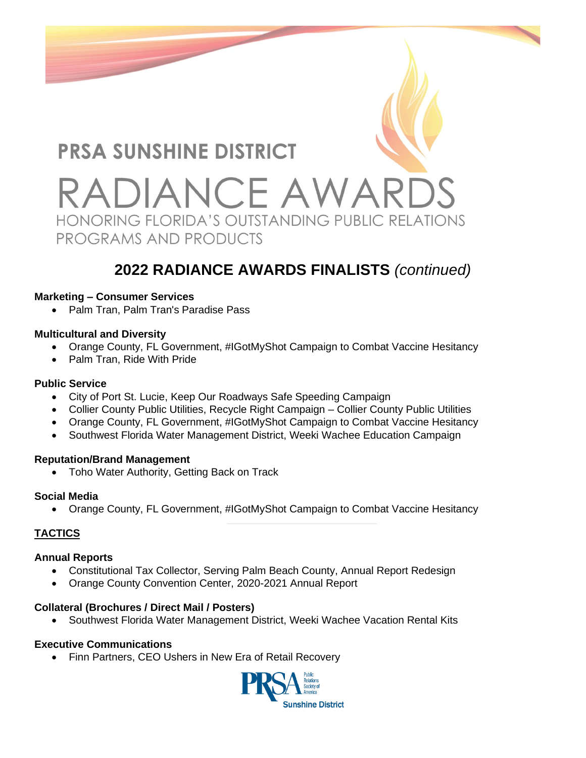# PRSA SUNSHINE DISTRICT

# RADIANCE AWARDS

HONORING FLORIDA'S OUTSTANDING PUBLIC RELATIONS PROGRAMS AND PRODUCTS

## 2022 RADIANCE AWARDS FINALISTS *(continued)*

**Marketing – Consumer Services**

- Palm Tran, Palm Tran's Paradise Pass

**Multicultural and Diversity**

- Orange County, FL Government, #IGotMyShot Campaign to Combat Vaccine Hesitancy
- Palm Tran, Ride With Pride

**Public Service**

- City of Port St. Lucie, Keep Our Roadways Safe Speeding Campaign
- Collier County Public Utilities, Recycle Right Campaign – Collier County Public Utilities
- Orange County, FL Government, #IGotMyShot Campaign to Combat Vaccine Hesitancy
- Southwest Florida Water Management District, Weeki Wachee Education Campaign

**Reputation/Brand Management**

- Toho Water Authority, Getting Back on Track

**Social Media**

- Orange County, FL Government, #IGotMyShot Campaign to Combat Vaccine Hesitancy

**TACTICS**

**Annual Reports**

- Constitutional Tax Collector, Serving Palm Beach County, Annual Report Redesign
- Orange County Convention Center, 2020-2021 Annual Report

**Collateral (Brochures / Direct Mail / Posters)**

- Southwest Florida Water Management District, Weeki Wachee Vacation Rental Kits

**Executive Communications**

- Finn Partners, CEO Ushers in New Era of Retail Recovery

PRSA Public Relations Society of America Sunshine District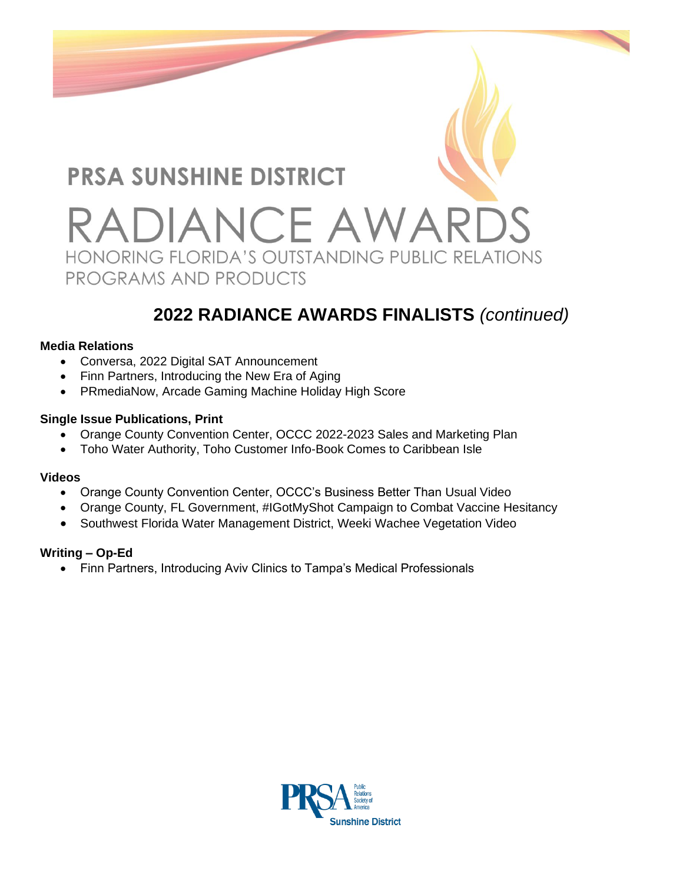PRSA SUNSHINE DISTRICT

# RADIANCE AWARDS

HONORING FLORIDA'S OUTSTANDING PUBLIC RELATIONS PROGRAMS AND PRODUCTS

## 2022 RADIANCE AWARDS FINALISTS *(continued)*

**Media Relations**

- Conversa, 2022 Digital SAT Announcement
- Finn Partners, Introducing the New Era of Aging
- PRmediaNow, Arcade Gaming Machine Holiday High Score

**Single Issue Publications, Print**

- Orange County Convention Center, OCCC 2022-2023 Sales and Marketing Plan
- Toho Water Authority, Toho Customer Info-Book Comes to Caribbean Isle

**Videos**

- Orange County Convention Center, OCCC's Business Better Than Usual Video
- Orange County, FL Government, #IGotMyShot Campaign to Combat Vaccine Hesitancy
- Southwest Florida Water Management District, Weeki Wachee Vegetation Video

**Writing – Op-Ed**

- Finn Partners, Introducing Aviv Clinics to Tampa's Medical Professionals

PRSA Public Relations Society of America
Sunshine District